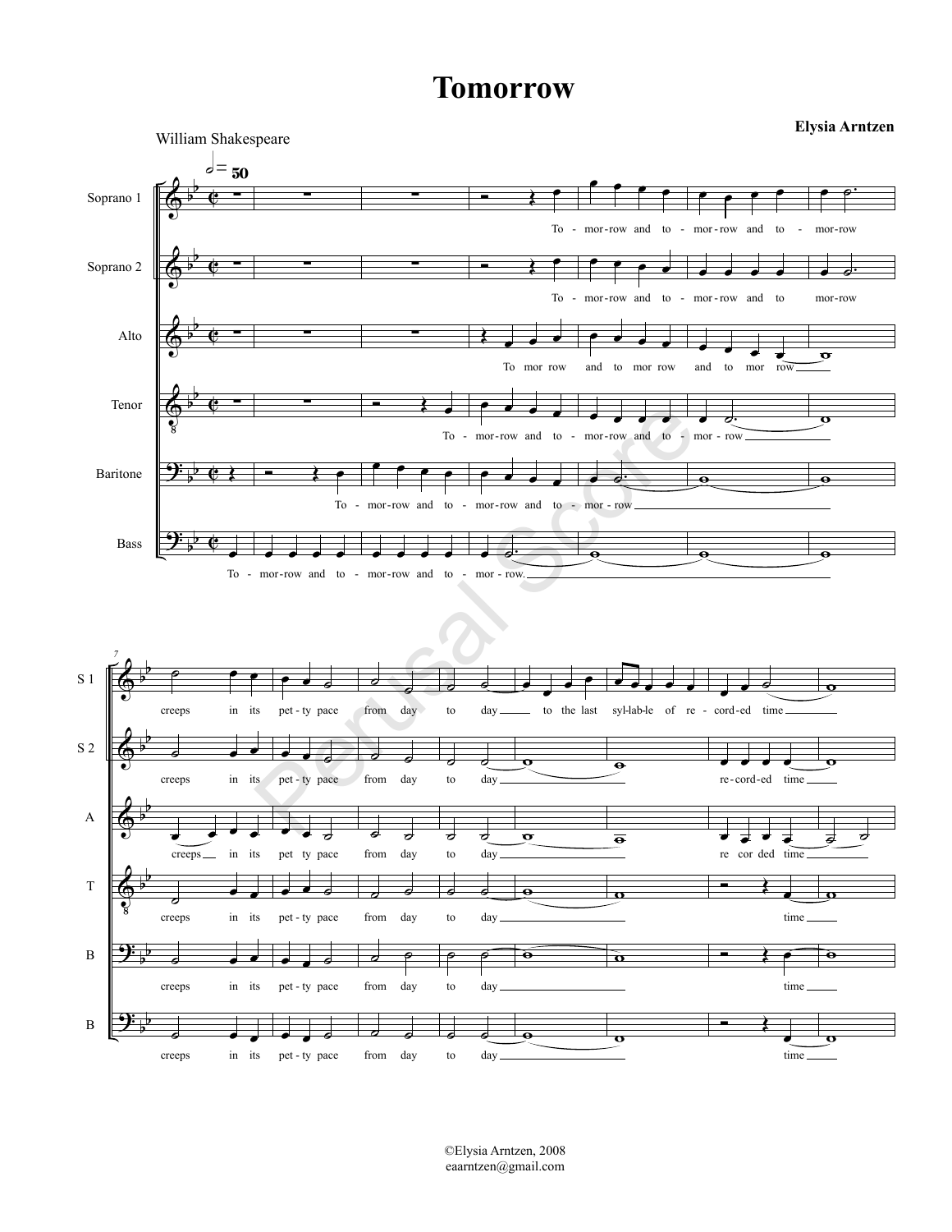# Tomorrow

William Shakespeare

**Elysia Arntzen**

©Elysia Arntzen, 2008
eaarntzen@gmail.com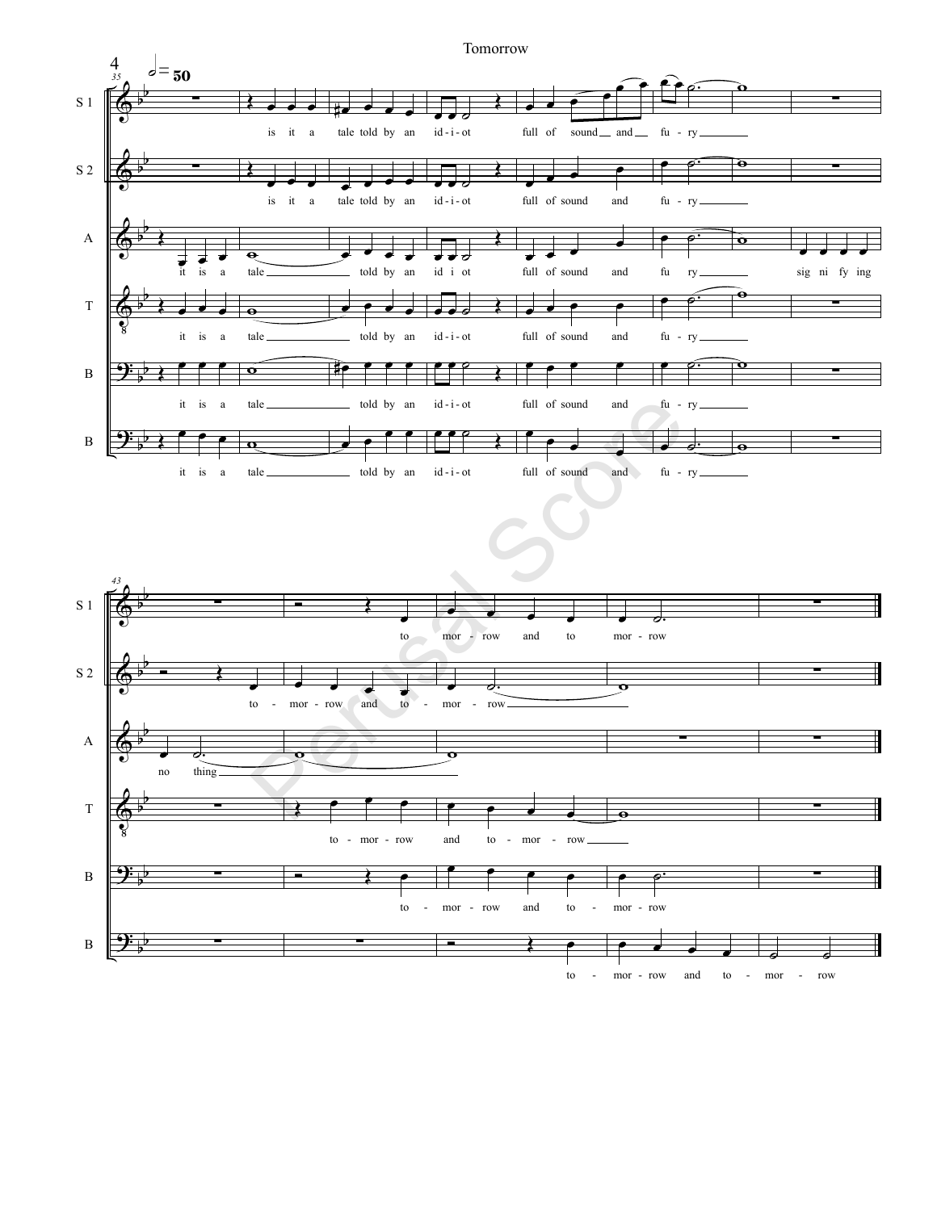Tomorrow

𝅗𝅥 = 50

S 1: is it a tale told by an id - i - ot full of sound and fu - ry

S 2: is it a tale told by an id - i - ot full of sound and fu - ry

A: it is a tale told by an id i ot full of sound and fu ry sig ni fy ing

T: it is a tale told by an id - i - ot full of sound and fu - ry

B: it is a tale told by an id - i - ot full of sound and fu - ry

B: it is a tale told by an id - i - ot full of sound and fu - ry

S 1: to mor - row and to mor - row

S 2: to - mor - row and to - mor - row

A: no thing

T: to - mor - row and to - mor - row

B: to - mor - row and to - mor - row

B: to - mor - row and to - mor - row

Perusal Score